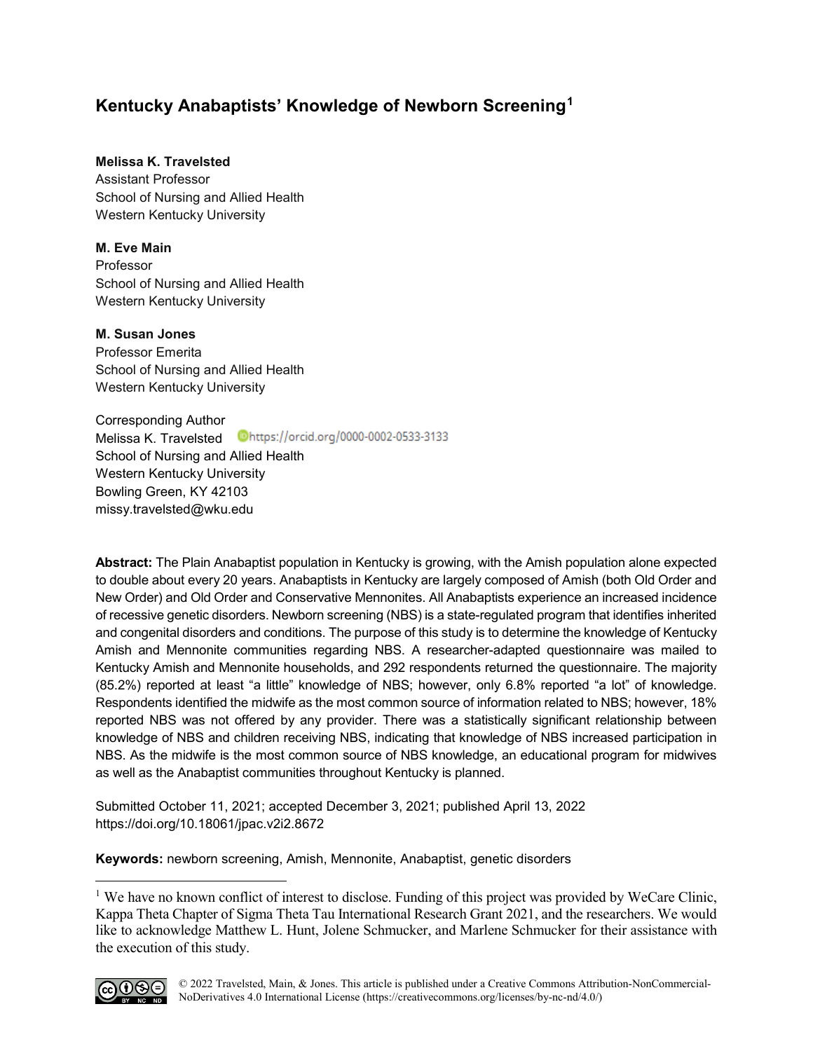# Kentucky Anabaptists' Knowledge of Newborn Screening[1]

**Melissa K. Travelsted**
Assistant Professor
School of Nursing and Allied Health
Western Kentucky University

**M. Eve Main**
Professor
School of Nursing and Allied Health
Western Kentucky University

**M. Susan Jones**
Professor Emerita
School of Nursing and Allied Health
Western Kentucky University

Corresponding Author
Melissa K. Travelsted https://orcid.org/0000-0002-0533-3133
School of Nursing and Allied Health
Western Kentucky University
Bowling Green, KY 42103
missy.travelsted@wku.edu

**Abstract:** The Plain Anabaptist population in Kentucky is growing, with the Amish population alone expected to double about every 20 years. Anabaptists in Kentucky are largely composed of Amish (both Old Order and New Order) and Old Order and Conservative Mennonites. All Anabaptists experience an increased incidence of recessive genetic disorders. Newborn screening (NBS) is a state-regulated program that identifies inherited and congenital disorders and conditions. The purpose of this study is to determine the knowledge of Kentucky Amish and Mennonite communities regarding NBS. A researcher-adapted questionnaire was mailed to Kentucky Amish and Mennonite households, and 292 respondents returned the questionnaire. The majority (85.2%) reported at least "a little" knowledge of NBS; however, only 6.8% reported "a lot" of knowledge. Respondents identified the midwife as the most common source of information related to NBS; however, 18% reported NBS was not offered by any provider. There was a statistically significant relationship between knowledge of NBS and children receiving NBS, indicating that knowledge of NBS increased participation in NBS. As the midwife is the most common source of NBS knowledge, an educational program for midwives as well as the Anabaptist communities throughout Kentucky is planned.

Submitted October 11, 2021; accepted December 3, 2021; published April 13, 2022
https://doi.org/10.18061/jpac.v2i2.8672

**Keywords:** newborn screening, Amish, Mennonite, Anabaptist, genetic disorders

---

[1] We have no known conflict of interest to disclose. Funding of this project was provided by WeCare Clinic, Kappa Theta Chapter of Sigma Theta Tau International Research Grant 2021, and the researchers. We would like to acknowledge Matthew L. Hunt, Jolene Schmucker, and Marlene Schmucker for their assistance with the execution of this study.

© 2022 Travelsted, Main, & Jones. This article is published under a Creative Commons Attribution-NonCommercial-NoDerivatives 4.0 International License (https://creativecommons.org/licenses/by-nc-nd/4.0/)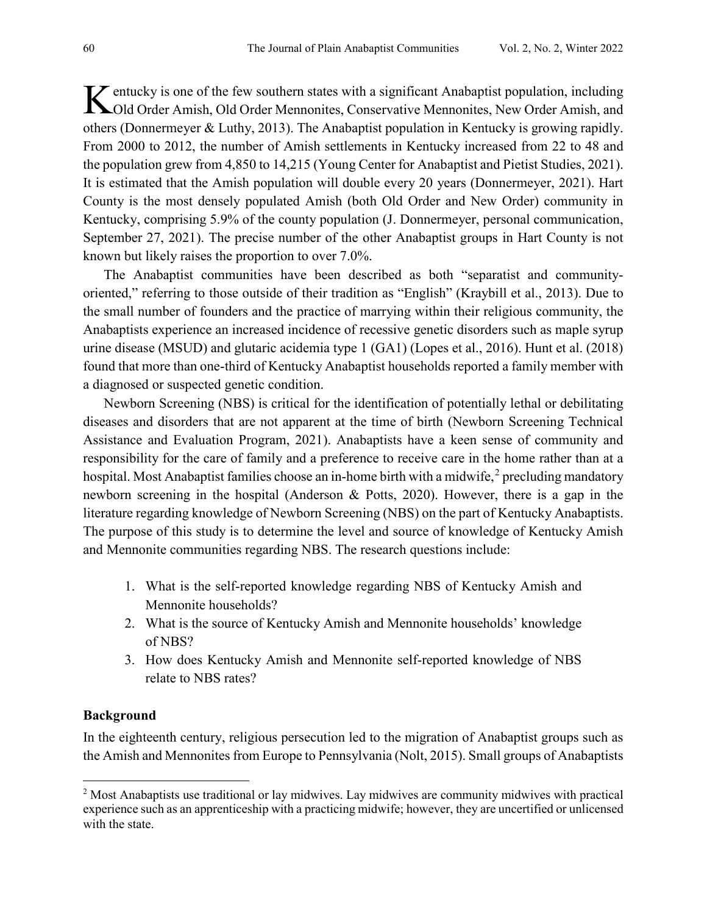Kentucky is one of the few southern states with a significant Anabaptist population, including Old Order Amish, Old Order Mennonites, Conservative Mennonites, New Order Amish, and others (Donnermeyer & Luthy, 2013). The Anabaptist population in Kentucky is growing rapidly. From 2000 to 2012, the number of Amish settlements in Kentucky increased from 22 to 48 and the population grew from 4,850 to 14,215 (Young Center for Anabaptist and Pietist Studies, 2021). It is estimated that the Amish population will double every 20 years (Donnermeyer, 2021). Hart County is the most densely populated Amish (both Old Order and New Order) community in Kentucky, comprising 5.9% of the county population (J. Donnermeyer, personal communication, September 27, 2021). The precise number of the other Anabaptist groups in Hart County is not known but likely raises the proportion to over 7.0%.

The Anabaptist communities have been described as both "separatist and community-oriented," referring to those outside of their tradition as "English" (Kraybill et al., 2013). Due to the small number of founders and the practice of marrying within their religious community, the Anabaptists experience an increased incidence of recessive genetic disorders such as maple syrup urine disease (MSUD) and glutaric acidemia type 1 (GA1) (Lopes et al., 2016). Hunt et al. (2018) found that more than one-third of Kentucky Anabaptist households reported a family member with a diagnosed or suspected genetic condition.

Newborn Screening (NBS) is critical for the identification of potentially lethal or debilitating diseases and disorders that are not apparent at the time of birth (Newborn Screening Technical Assistance and Evaluation Program, 2021). Anabaptists have a keen sense of community and responsibility for the care of family and a preference to receive care in the home rather than at a hospital. Most Anabaptist families choose an in-home birth with a midwife,[2] precluding mandatory newborn screening in the hospital (Anderson & Potts, 2020). However, there is a gap in the literature regarding knowledge of Newborn Screening (NBS) on the part of Kentucky Anabaptists. The purpose of this study is to determine the level and source of knowledge of Kentucky Amish and Mennonite communities regarding NBS. The research questions include:

1. What is the self-reported knowledge regarding NBS of Kentucky Amish and Mennonite households?
2. What is the source of Kentucky Amish and Mennonite households' knowledge of NBS?
3. How does Kentucky Amish and Mennonite self-reported knowledge of NBS relate to NBS rates?

## Background

In the eighteenth century, religious persecution led to the migration of Anabaptist groups such as the Amish and Mennonites from Europe to Pennsylvania (Nolt, 2015). Small groups of Anabaptists

[2] Most Anabaptists use traditional or lay midwives. Lay midwives are community midwives with practical experience such as an apprenticeship with a practicing midwife; however, they are uncertified or unlicensed with the state.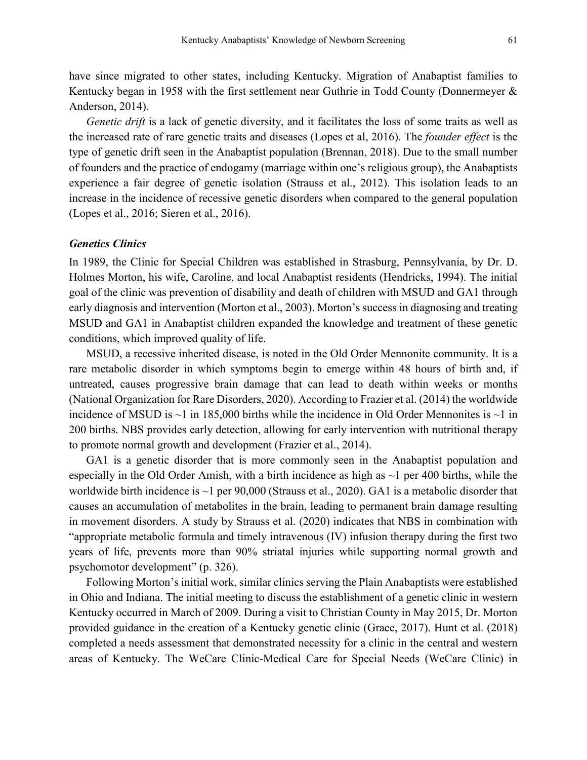have since migrated to other states, including Kentucky. Migration of Anabaptist families to Kentucky began in 1958 with the first settlement near Guthrie in Todd County (Donnermeyer & Anderson, 2014).

*Genetic drift* is a lack of genetic diversity, and it facilitates the loss of some traits as well as the increased rate of rare genetic traits and diseases (Lopes et al, 2016). The *founder effect* is the type of genetic drift seen in the Anabaptist population (Brennan, 2018). Due to the small number of founders and the practice of endogamy (marriage within one's religious group), the Anabaptists experience a fair degree of genetic isolation (Strauss et al., 2012). This isolation leads to an increase in the incidence of recessive genetic disorders when compared to the general population (Lopes et al., 2016; Sieren et al., 2016).

### *Genetics Clinics*

In 1989, the Clinic for Special Children was established in Strasburg, Pennsylvania, by Dr. D. Holmes Morton, his wife, Caroline, and local Anabaptist residents (Hendricks, 1994). The initial goal of the clinic was prevention of disability and death of children with MSUD and GA1 through early diagnosis and intervention (Morton et al., 2003). Morton's success in diagnosing and treating MSUD and GA1 in Anabaptist children expanded the knowledge and treatment of these genetic conditions, which improved quality of life.

MSUD, a recessive inherited disease, is noted in the Old Order Mennonite community. It is a rare metabolic disorder in which symptoms begin to emerge within 48 hours of birth and, if untreated, causes progressive brain damage that can lead to death within weeks or months (National Organization for Rare Disorders, 2020). According to Frazier et al. (2014) the worldwide incidence of MSUD is ~1 in 185,000 births while the incidence in Old Order Mennonites is ~1 in 200 births. NBS provides early detection, allowing for early intervention with nutritional therapy to promote normal growth and development (Frazier et al., 2014).

GA1 is a genetic disorder that is more commonly seen in the Anabaptist population and especially in the Old Order Amish, with a birth incidence as high as ~1 per 400 births, while the worldwide birth incidence is ~1 per 90,000 (Strauss et al., 2020). GA1 is a metabolic disorder that causes an accumulation of metabolites in the brain, leading to permanent brain damage resulting in movement disorders. A study by Strauss et al. (2020) indicates that NBS in combination with "appropriate metabolic formula and timely intravenous (IV) infusion therapy during the first two years of life, prevents more than 90% striatal injuries while supporting normal growth and psychomotor development" (p. 326).

Following Morton's initial work, similar clinics serving the Plain Anabaptists were established in Ohio and Indiana. The initial meeting to discuss the establishment of a genetic clinic in western Kentucky occurred in March of 2009. During a visit to Christian County in May 2015, Dr. Morton provided guidance in the creation of a Kentucky genetic clinic (Grace, 2017). Hunt et al. (2018) completed a needs assessment that demonstrated necessity for a clinic in the central and western areas of Kentucky. The WeCare Clinic-Medical Care for Special Needs (WeCare Clinic) in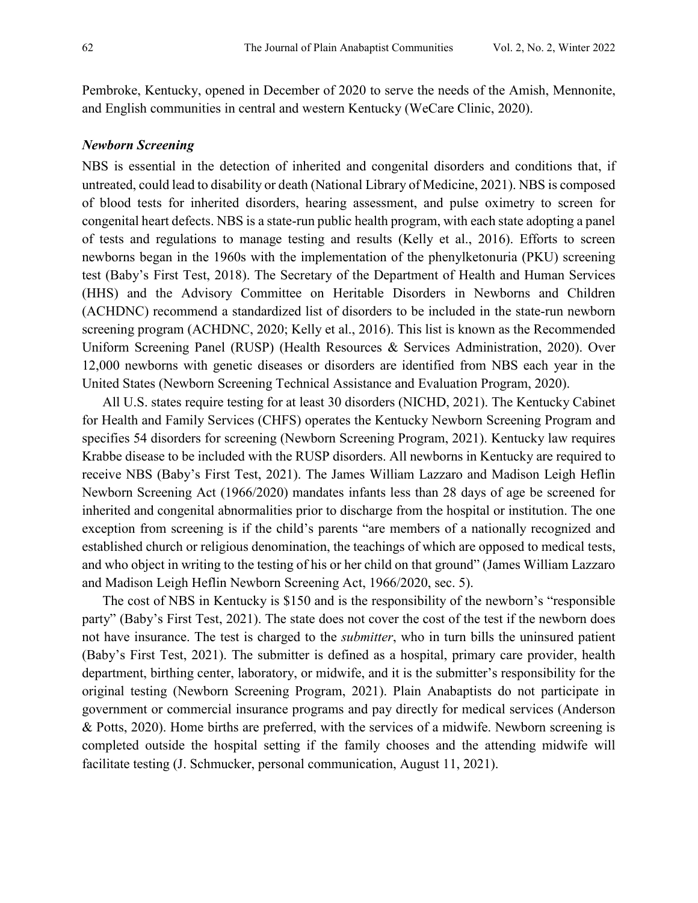Pembroke, Kentucky, opened in December of 2020 to serve the needs of the Amish, Mennonite, and English communities in central and western Kentucky (WeCare Clinic, 2020).

### *Newborn Screening*

NBS is essential in the detection of inherited and congenital disorders and conditions that, if untreated, could lead to disability or death (National Library of Medicine, 2021). NBS is composed of blood tests for inherited disorders, hearing assessment, and pulse oximetry to screen for congenital heart defects. NBS is a state-run public health program, with each state adopting a panel of tests and regulations to manage testing and results (Kelly et al., 2016). Efforts to screen newborns began in the 1960s with the implementation of the phenylketonuria (PKU) screening test (Baby's First Test, 2018). The Secretary of the Department of Health and Human Services (HHS) and the Advisory Committee on Heritable Disorders in Newborns and Children (ACHDNC) recommend a standardized list of disorders to be included in the state-run newborn screening program (ACHDNC, 2020; Kelly et al., 2016). This list is known as the Recommended Uniform Screening Panel (RUSP) (Health Resources & Services Administration, 2020). Over 12,000 newborns with genetic diseases or disorders are identified from NBS each year in the United States (Newborn Screening Technical Assistance and Evaluation Program, 2020).

All U.S. states require testing for at least 30 disorders (NICHD, 2021). The Kentucky Cabinet for Health and Family Services (CHFS) operates the Kentucky Newborn Screening Program and specifies 54 disorders for screening (Newborn Screening Program, 2021). Kentucky law requires Krabbe disease to be included with the RUSP disorders. All newborns in Kentucky are required to receive NBS (Baby's First Test, 2021). The James William Lazzaro and Madison Leigh Heflin Newborn Screening Act (1966/2020) mandates infants less than 28 days of age be screened for inherited and congenital abnormalities prior to discharge from the hospital or institution. The one exception from screening is if the child's parents "are members of a nationally recognized and established church or religious denomination, the teachings of which are opposed to medical tests, and who object in writing to the testing of his or her child on that ground" (James William Lazzaro and Madison Leigh Heflin Newborn Screening Act, 1966/2020, sec. 5).

The cost of NBS in Kentucky is $150 and is the responsibility of the newborn's "responsible party" (Baby's First Test, 2021). The state does not cover the cost of the test if the newborn does not have insurance. The test is charged to the *submitter*, who in turn bills the uninsured patient (Baby's First Test, 2021). The submitter is defined as a hospital, primary care provider, health department, birthing center, laboratory, or midwife, and it is the submitter's responsibility for the original testing (Newborn Screening Program, 2021). Plain Anabaptists do not participate in government or commercial insurance programs and pay directly for medical services (Anderson & Potts, 2020). Home births are preferred, with the services of a midwife. Newborn screening is completed outside the hospital setting if the family chooses and the attending midwife will facilitate testing (J. Schmucker, personal communication, August 11, 2021).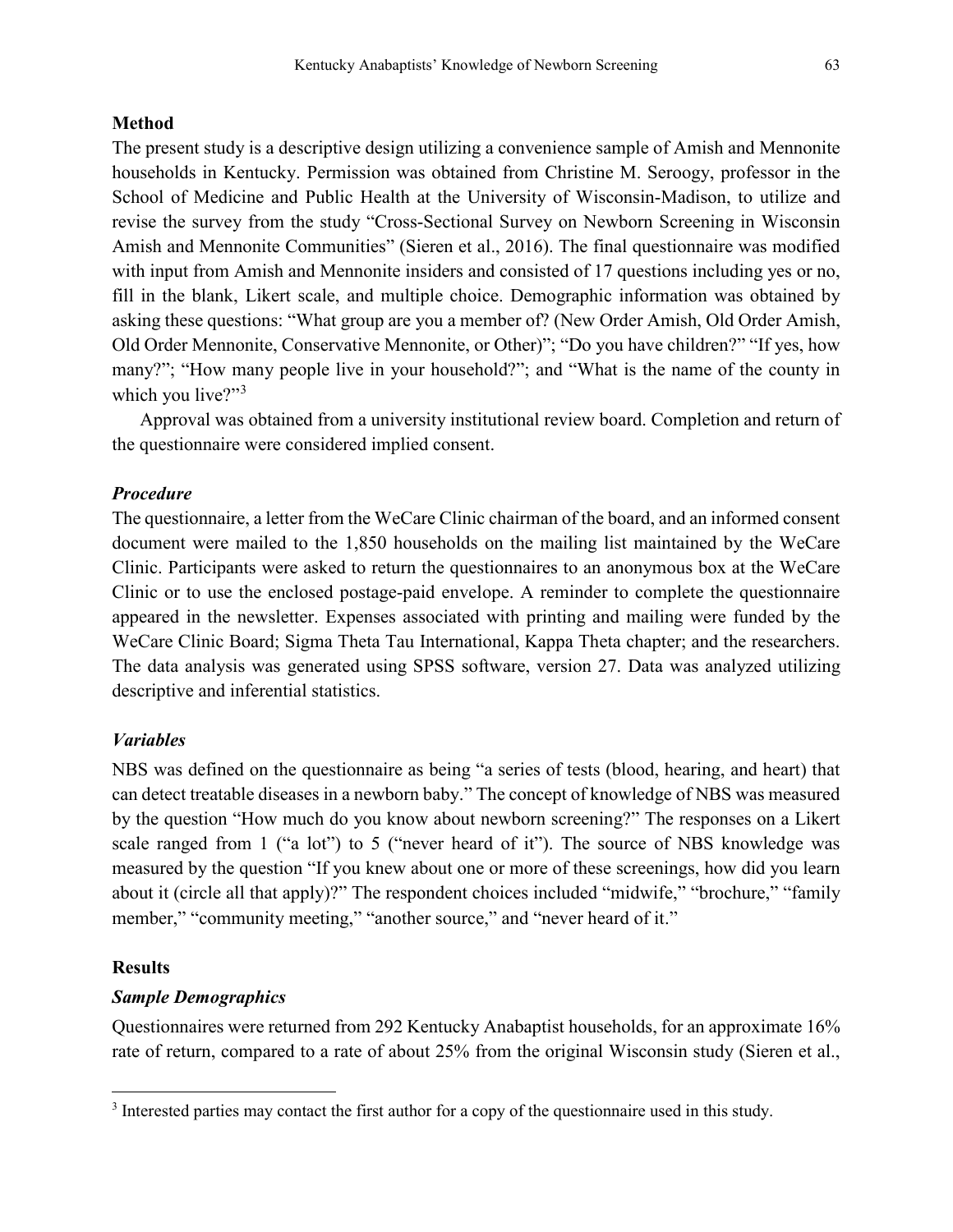## Method

The present study is a descriptive design utilizing a convenience sample of Amish and Mennonite households in Kentucky. Permission was obtained from Christine M. Seroogy, professor in the School of Medicine and Public Health at the University of Wisconsin-Madison, to utilize and revise the survey from the study "Cross-Sectional Survey on Newborn Screening in Wisconsin Amish and Mennonite Communities" (Sieren et al., 2016). The final questionnaire was modified with input from Amish and Mennonite insiders and consisted of 17 questions including yes or no, fill in the blank, Likert scale, and multiple choice. Demographic information was obtained by asking these questions: "What group are you a member of? (New Order Amish, Old Order Amish, Old Order Mennonite, Conservative Mennonite, or Other)"; "Do you have children?" "If yes, how many?"; "How many people live in your household?"; and "What is the name of the county in which you live?"[3]

Approval was obtained from a university institutional review board. Completion and return of the questionnaire were considered implied consent.

### *Procedure*

The questionnaire, a letter from the WeCare Clinic chairman of the board, and an informed consent document were mailed to the 1,850 households on the mailing list maintained by the WeCare Clinic. Participants were asked to return the questionnaires to an anonymous box at the WeCare Clinic or to use the enclosed postage-paid envelope. A reminder to complete the questionnaire appeared in the newsletter. Expenses associated with printing and mailing were funded by the WeCare Clinic Board; Sigma Theta Tau International, Kappa Theta chapter; and the researchers. The data analysis was generated using SPSS software, version 27. Data was analyzed utilizing descriptive and inferential statistics.

### *Variables*

NBS was defined on the questionnaire as being "a series of tests (blood, hearing, and heart) that can detect treatable diseases in a newborn baby." The concept of knowledge of NBS was measured by the question "How much do you know about newborn screening?" The responses on a Likert scale ranged from 1 ("a lot") to 5 ("never heard of it"). The source of NBS knowledge was measured by the question "If you knew about one or more of these screenings, how did you learn about it (circle all that apply)?" The respondent choices included "midwife," "brochure," "family member," "community meeting," "another source," and "never heard of it."

## Results

### *Sample Demographics*

Questionnaires were returned from 292 Kentucky Anabaptist households, for an approximate 16% rate of return, compared to a rate of about 25% from the original Wisconsin study (Sieren et al.,

[3] Interested parties may contact the first author for a copy of the questionnaire used in this study.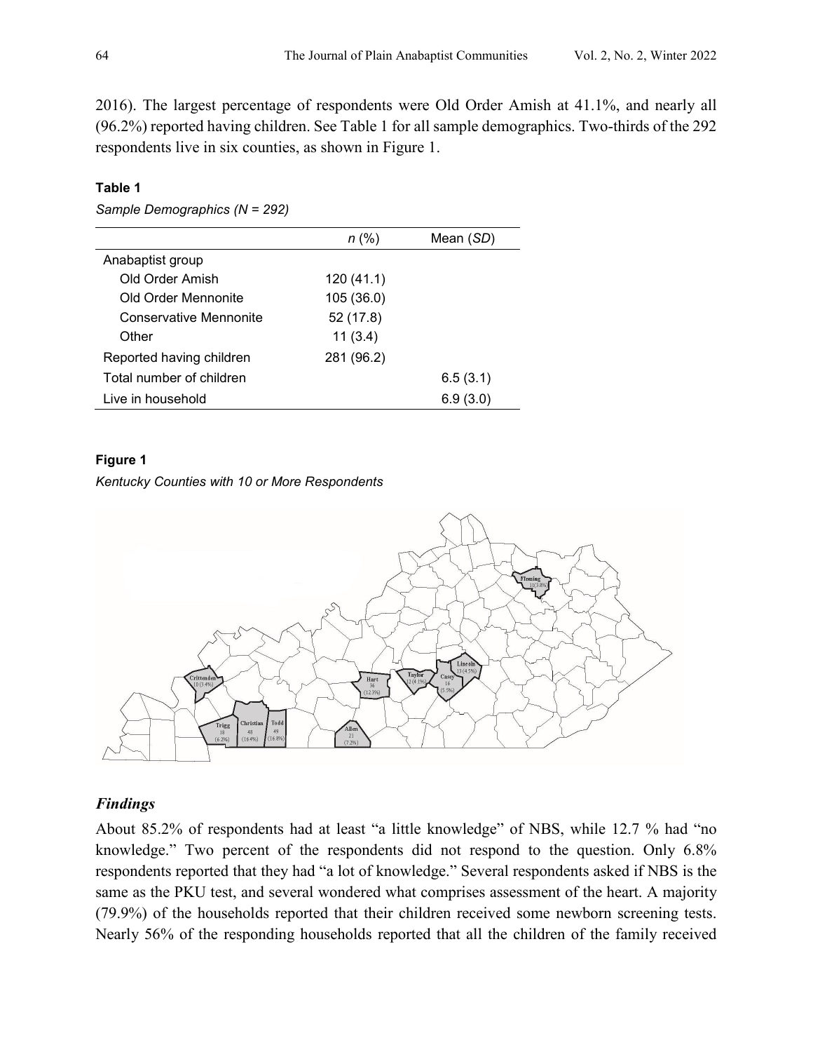2016). The largest percentage of respondents were Old Order Amish at 41.1%, and nearly all (96.2%) reported having children. See Table 1 for all sample demographics. Two-thirds of the 292 respondents live in six counties, as shown in Figure 1.

**Table 1**

*Sample Demographics (N = 292)*

| | *n* (%) | Mean (*SD*) |
|---|---|---|
| Anabaptist group | | |
| Old Order Amish | 120 (41.1) | |
| Old Order Mennonite | 105 (36.0) | |
| Conservative Mennonite | 52 (17.8) | |
| Other | 11 (3.4) | |
| Reported having children | 281 (96.2) | |
| Total number of children | | 6.5 (3.1) |
| Live in household | | 6.9 (3.0) |

**Figure 1**

*Kentucky Counties with 10 or More Respondents*

Fleming 11 (3.8%)
Crittenden 10 (3.4%)
Hart 36 (12.3%)
Taylor 12 (4.1%)
Casey 16 (5.5%)
Lincoln 13 (4.5%)
Trigg 18 (6.2%)
Christian 48 (16.4%)
Todd 49 (16.8%)
Allen 21 (7.2%)

### *Findings*

About 85.2% of respondents had at least "a little knowledge" of NBS, while 12.7 % had "no knowledge." Two percent of the respondents did not respond to the question. Only 6.8% respondents reported that they had "a lot of knowledge." Several respondents asked if NBS is the same as the PKU test, and several wondered what comprises assessment of the heart. A majority (79.9%) of the households reported that their children received some newborn screening tests. Nearly 56% of the responding households reported that all the children of the family received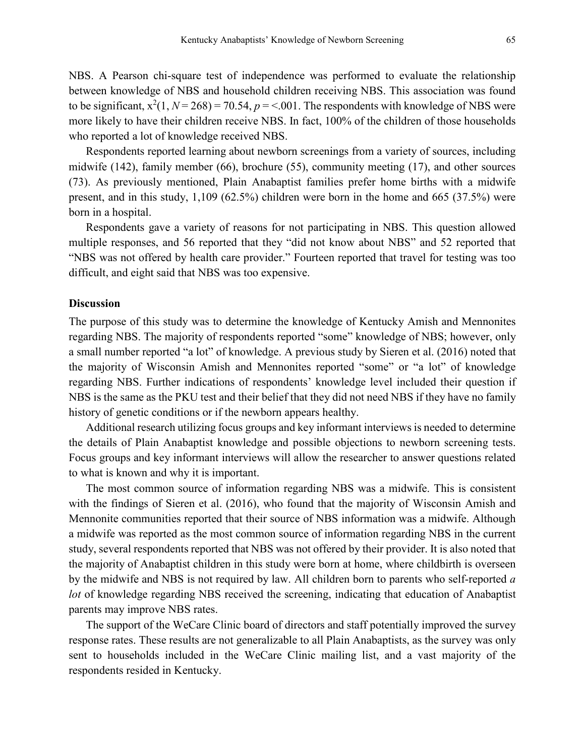NBS. A Pearson chi-square test of independence was performed to evaluate the relationship between knowledge of NBS and household children receiving NBS. This association was found to be significant, $x^2(1, N = 268) = 70.54$, $p = <.001$. The respondents with knowledge of NBS were more likely to have their children receive NBS. In fact, 100% of the children of those households who reported a lot of knowledge received NBS.

Respondents reported learning about newborn screenings from a variety of sources, including midwife (142), family member (66), brochure (55), community meeting (17), and other sources (73). As previously mentioned, Plain Anabaptist families prefer home births with a midwife present, and in this study, 1,109 (62.5%) children were born in the home and 665 (37.5%) were born in a hospital.

Respondents gave a variety of reasons for not participating in NBS. This question allowed multiple responses, and 56 reported that they "did not know about NBS" and 52 reported that "NBS was not offered by health care provider." Fourteen reported that travel for testing was too difficult, and eight said that NBS was too expensive.

## Discussion

The purpose of this study was to determine the knowledge of Kentucky Amish and Mennonites regarding NBS. The majority of respondents reported "some" knowledge of NBS; however, only a small number reported "a lot" of knowledge. A previous study by Sieren et al. (2016) noted that the majority of Wisconsin Amish and Mennonites reported "some" or "a lot" of knowledge regarding NBS. Further indications of respondents' knowledge level included their question if NBS is the same as the PKU test and their belief that they did not need NBS if they have no family history of genetic conditions or if the newborn appears healthy.

Additional research utilizing focus groups and key informant interviews is needed to determine the details of Plain Anabaptist knowledge and possible objections to newborn screening tests. Focus groups and key informant interviews will allow the researcher to answer questions related to what is known and why it is important.

The most common source of information regarding NBS was a midwife. This is consistent with the findings of Sieren et al. (2016), who found that the majority of Wisconsin Amish and Mennonite communities reported that their source of NBS information was a midwife. Although a midwife was reported as the most common source of information regarding NBS in the current study, several respondents reported that NBS was not offered by their provider. It is also noted that the majority of Anabaptist children in this study were born at home, where childbirth is overseen by the midwife and NBS is not required by law. All children born to parents who self-reported *a lot* of knowledge regarding NBS received the screening, indicating that education of Anabaptist parents may improve NBS rates.

The support of the WeCare Clinic board of directors and staff potentially improved the survey response rates. These results are not generalizable to all Plain Anabaptists, as the survey was only sent to households included in the WeCare Clinic mailing list, and a vast majority of the respondents resided in Kentucky.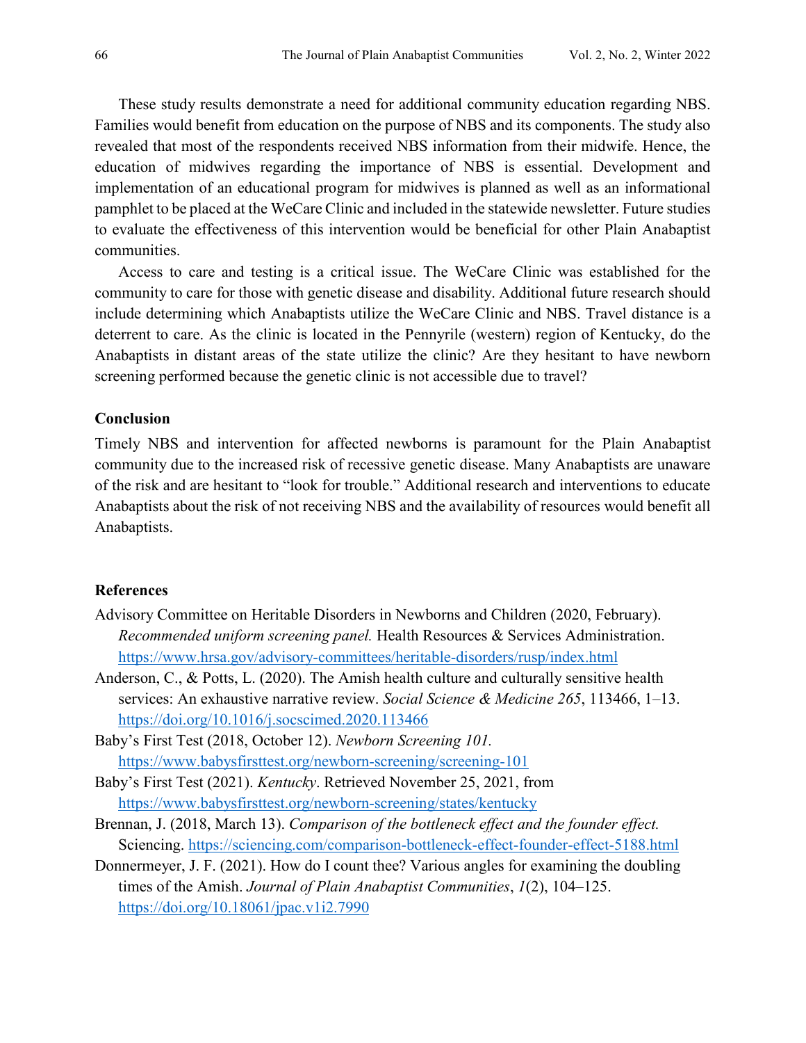These study results demonstrate a need for additional community education regarding NBS. Families would benefit from education on the purpose of NBS and its components. The study also revealed that most of the respondents received NBS information from their midwife. Hence, the education of midwives regarding the importance of NBS is essential. Development and implementation of an educational program for midwives is planned as well as an informational pamphlet to be placed at the WeCare Clinic and included in the statewide newsletter. Future studies to evaluate the effectiveness of this intervention would be beneficial for other Plain Anabaptist communities.

Access to care and testing is a critical issue. The WeCare Clinic was established for the community to care for those with genetic disease and disability. Additional future research should include determining which Anabaptists utilize the WeCare Clinic and NBS. Travel distance is a deterrent to care. As the clinic is located in the Pennyrile (western) region of Kentucky, do the Anabaptists in distant areas of the state utilize the clinic? Are they hesitant to have newborn screening performed because the genetic clinic is not accessible due to travel?

## Conclusion

Timely NBS and intervention for affected newborns is paramount for the Plain Anabaptist community due to the increased risk of recessive genetic disease. Many Anabaptists are unaware of the risk and are hesitant to "look for trouble." Additional research and interventions to educate Anabaptists about the risk of not receiving NBS and the availability of resources would benefit all Anabaptists.

## References

Advisory Committee on Heritable Disorders in Newborns and Children (2020, February). *Recommended uniform screening panel.* Health Resources & Services Administration. https://www.hrsa.gov/advisory-committees/heritable-disorders/rusp/index.html

Anderson, C., & Potts, L. (2020). The Amish health culture and culturally sensitive health services: An exhaustive narrative review. *Social Science & Medicine 265*, 113466, 1–13. https://doi.org/10.1016/j.socscimed.2020.113466

Baby's First Test (2018, October 12). *Newborn Screening 101.* https://www.babysfirsttest.org/newborn-screening/screening-101

Baby's First Test (2021). *Kentucky*. Retrieved November 25, 2021, from https://www.babysfirsttest.org/newborn-screening/states/kentucky

Brennan, J. (2018, March 13). *Comparison of the bottleneck effect and the founder effect.* Sciencing. https://sciencing.com/comparison-bottleneck-effect-founder-effect-5188.html

Donnermeyer, J. F. (2021). How do I count thee? Various angles for examining the doubling times of the Amish. *Journal of Plain Anabaptist Communities*, *1*(2), 104–125. https://doi.org/10.18061/jpac.v1i2.7990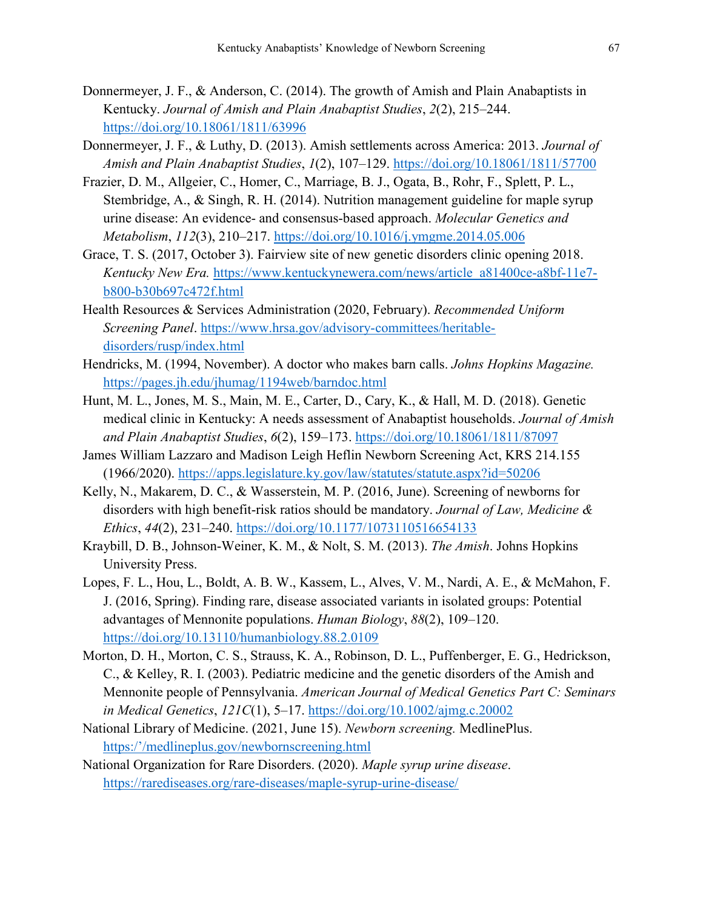Donnermeyer, J. F., & Anderson, C. (2014). The growth of Amish and Plain Anabaptists in Kentucky. *Journal of Amish and Plain Anabaptist Studies*, *2*(2), 215–244. https://doi.org/10.18061/1811/63996

Donnermeyer, J. F., & Luthy, D. (2013). Amish settlements across America: 2013. *Journal of Amish and Plain Anabaptist Studies*, *1*(2), 107–129. https://doi.org/10.18061/1811/57700

Frazier, D. M., Allgeier, C., Homer, C., Marriage, B. J., Ogata, B., Rohr, F., Splett, P. L., Stembridge, A., & Singh, R. H. (2014). Nutrition management guideline for maple syrup urine disease: An evidence- and consensus-based approach. *Molecular Genetics and Metabolism*, *112*(3), 210–217. https://doi.org/10.1016/j.ymgme.2014.05.006

Grace, T. S. (2017, October 3). Fairview site of new genetic disorders clinic opening 2018. *Kentucky New Era.* https://www.kentuckynewera.com/news/article_a81400ce-a8bf-11e7-b800-b30b697c472f.html

Health Resources & Services Administration (2020, February). *Recommended Uniform Screening Panel*. https://www.hrsa.gov/advisory-committees/heritable-disorders/rusp/index.html

Hendricks, M. (1994, November). A doctor who makes barn calls. *Johns Hopkins Magazine.* https://pages.jh.edu/jhumag/1194web/barndoc.html

Hunt, M. L., Jones, M. S., Main, M. E., Carter, D., Cary, K., & Hall, M. D. (2018). Genetic medical clinic in Kentucky: A needs assessment of Anabaptist households. *Journal of Amish and Plain Anabaptist Studies*, *6*(2), 159–173. https://doi.org/10.18061/1811/87097

James William Lazzaro and Madison Leigh Heflin Newborn Screening Act, KRS 214.155 (1966/2020). https://apps.legislature.ky.gov/law/statutes/statute.aspx?id=50206

Kelly, N., Makarem, D. C., & Wasserstein, M. P. (2016, June). Screening of newborns for disorders with high benefit-risk ratios should be mandatory. *Journal of Law, Medicine & Ethics*, *44*(2), 231–240. https://doi.org/10.1177/1073110516654133

Kraybill, D. B., Johnson-Weiner, K. M., & Nolt, S. M. (2013). *The Amish*. Johns Hopkins University Press.

Lopes, F. L., Hou, L., Boldt, A. B. W., Kassem, L., Alves, V. M., Nardi, A. E., & McMahon, F. J. (2016, Spring). Finding rare, disease associated variants in isolated groups: Potential advantages of Mennonite populations. *Human Biology*, *88*(2), 109–120. https://doi.org/10.13110/humanbiology.88.2.0109

Morton, D. H., Morton, C. S., Strauss, K. A., Robinson, D. L., Puffenberger, E. G., Hedrickson, C., & Kelley, R. I. (2003). Pediatric medicine and the genetic disorders of the Amish and Mennonite people of Pennsylvania. *American Journal of Medical Genetics Part C: Seminars in Medical Genetics*, *121C*(1), 5–17. https://doi.org/10.1002/ajmg.c.20002

National Library of Medicine. (2021, June 15). *Newborn screening.* MedlinePlus. https:'/medlineplus.gov/newbornscreening.html

National Organization for Rare Disorders. (2020). *Maple syrup urine disease*. https://rarediseases.org/rare-diseases/maple-syrup-urine-disease/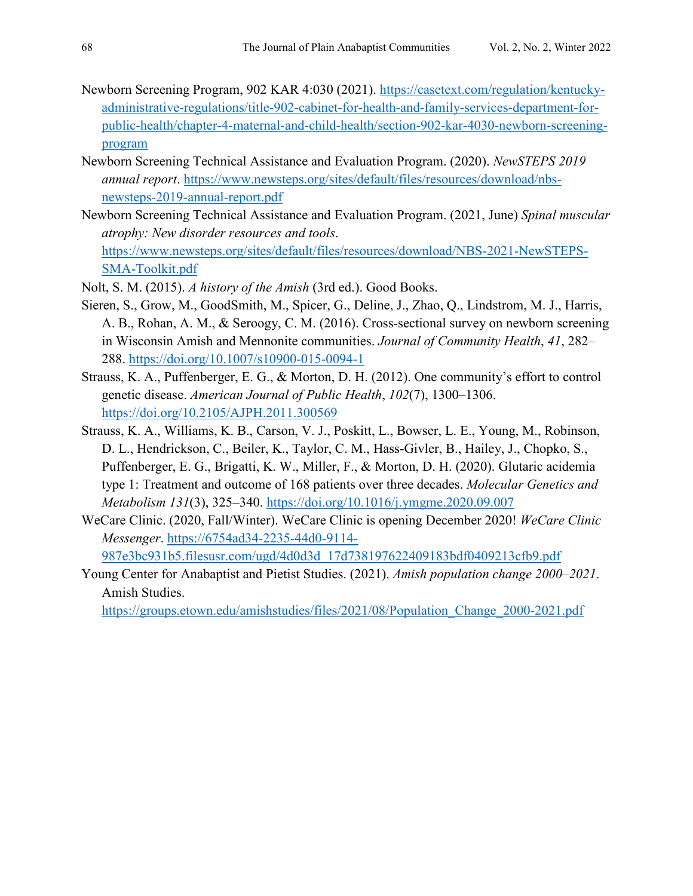Newborn Screening Program, 902 KAR 4:030 (2021). https://casetext.com/regulation/kentucky-administrative-regulations/title-902-cabinet-for-health-and-family-services-department-for-public-health/chapter-4-maternal-and-child-health/section-902-kar-4030-newborn-screening-program

Newborn Screening Technical Assistance and Evaluation Program. (2020). *NewSTEPS 2019 annual report*. https://www.newsteps.org/sites/default/files/resources/download/nbs-newsteps-2019-annual-report.pdf

Newborn Screening Technical Assistance and Evaluation Program. (2021, June) *Spinal muscular atrophy: New disorder resources and tools*. https://www.newsteps.org/sites/default/files/resources/download/NBS-2021-NewSTEPS-SMA-Toolkit.pdf

Nolt, S. M. (2015). *A history of the Amish* (3rd ed.). Good Books.

Sieren, S., Grow, M., GoodSmith, M., Spicer, G., Deline, J., Zhao, Q., Lindstrom, M. J., Harris, A. B., Rohan, A. M., & Seroogy, C. M. (2016). Cross-sectional survey on newborn screening in Wisconsin Amish and Mennonite communities. *Journal of Community Health*, *41*, 282–288. https://doi.org/10.1007/s10900-015-0094-1

Strauss, K. A., Puffenberger, E. G., & Morton, D. H. (2012). One community's effort to control genetic disease. *American Journal of Public Health*, *102*(7), 1300–1306. https://doi.org/10.2105/AJPH.2011.300569

Strauss, K. A., Williams, K. B., Carson, V. J., Poskitt, L., Bowser, L. E., Young, M., Robinson, D. L., Hendrickson, C., Beiler, K., Taylor, C. M., Hass-Givler, B., Hailey, J., Chopko, S., Puffenberger, E. G., Brigatti, K. W., Miller, F., & Morton, D. H. (2020). Glutaric acidemia type 1: Treatment and outcome of 168 patients over three decades. *Molecular Genetics and Metabolism 131*(3), 325–340. https://doi.org/10.1016/j.ymgme.2020.09.007

WeCare Clinic. (2020, Fall/Winter). WeCare Clinic is opening December 2020! *WeCare Clinic Messenger*. https://6754ad34-2235-44d0-9114-987e3bc931b5.filesusr.com/ugd/4d0d3d_17d738197622409183bdf0409213cfb9.pdf

Young Center for Anabaptist and Pietist Studies. (2021). *Amish population change 2000–2021*. Amish Studies. https://groups.etown.edu/amishstudies/files/2021/08/Population_Change_2000-2021.pdf